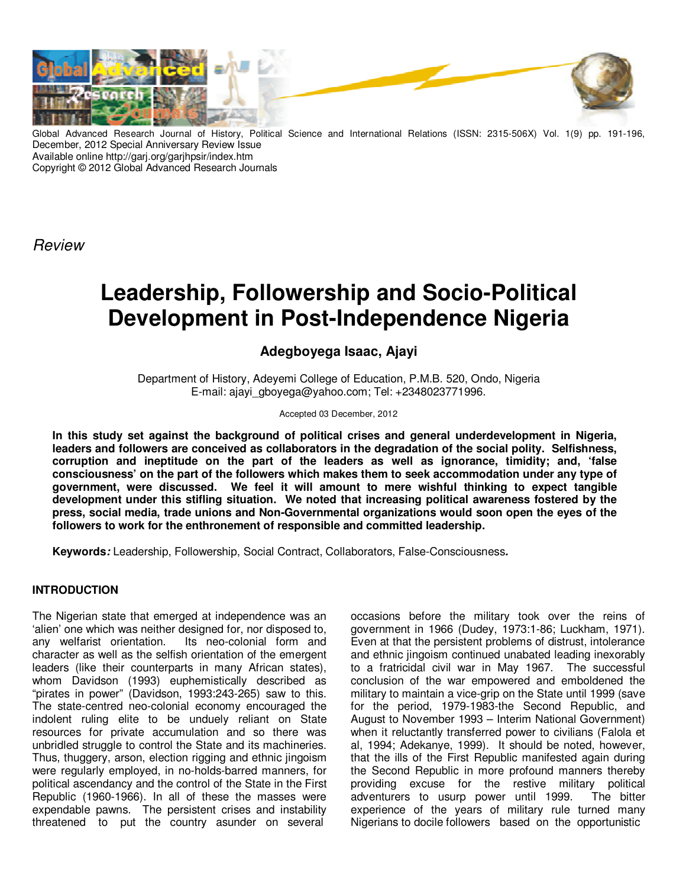Global Advanced Research Journal of History, Political Science and International Relations (ISSN: 2315-506X) Vol. 1(9) pp. 191-196, December, 2012 Special Anniversary Review Issue
Available online http://garj.org/garjhpsir/index.htm
Copyright © 2012 Global Advanced Research Journals

*Review*

# Leadership, Followership and Socio-Political Development in Post-Independence Nigeria

**Adegboyega Isaac, Ajayi**

Department of History, Adeyemi College of Education, P.M.B. 520, Ondo, Nigeria
E-mail: ajayi_gboyega@yahoo.com; Tel: +2348023771996.

Accepted 03 December, 2012

**In this study set against the background of political crises and general underdevelopment in Nigeria, leaders and followers are conceived as collaborators in the degradation of the social polity. Selfishness, corruption and ineptitude on the part of the leaders as well as ignorance, timidity; and, 'false consciousness' on the part of the followers which makes them to seek accommodation under any type of government, were discussed. We feel it will amount to mere wishful thinking to expect tangible development under this stifling situation. We noted that increasing political awareness fostered by the press, social media, trade unions and Non-Governmental organizations would soon open the eyes of the followers to work for the enthronement of responsible and committed leadership.**

***Keywords:*** Leadership, Followership, Social Contract, Collaborators, False-Consciousness***.***

## INTRODUCTION

The Nigerian state that emerged at independence was an 'alien' one which was neither designed for, nor disposed to, any welfarist orientation. Its neo-colonial form and character as well as the selfish orientation of the emergent leaders (like their counterparts in many African states), whom Davidson (1993) euphemistically described as "pirates in power" (Davidson, 1993:243-265) saw to this. The state-centred neo-colonial economy encouraged the indolent ruling elite to be unduely reliant on State resources for private accumulation and so there was unbridled struggle to control the State and its machineries. Thus, thuggery, arson, election rigging and ethnic jingoism were regularly employed, in no-holds-barred manners, for political ascendancy and the control of the State in the First Republic (1960-1966). In all of these the masses were expendable pawns. The persistent crises and instability threatened to put the country asunder on several occasions before the military took over the reins of government in 1966 (Dudey, 1973:1-86; Luckham, 1971). Even at that the persistent problems of distrust, intolerance and ethnic jingoism continued unabated leading inexorably to a fratricidal civil war in May 1967. The successful conclusion of the war empowered and emboldened the military to maintain a vice-grip on the State until 1999 (save for the period, 1979-1983-the Second Republic, and August to November 1993 – Interim National Government) when it reluctantly transferred power to civilians (Falola et al, 1994; Adekanye, 1999). It should be noted, however, that the ills of the First Republic manifested again during the Second Republic in more profound manners thereby providing excuse for the restive military political adventurers to usurp power until 1999. The bitter experience of the years of military rule turned many Nigerians to docile followers based on the opportunistic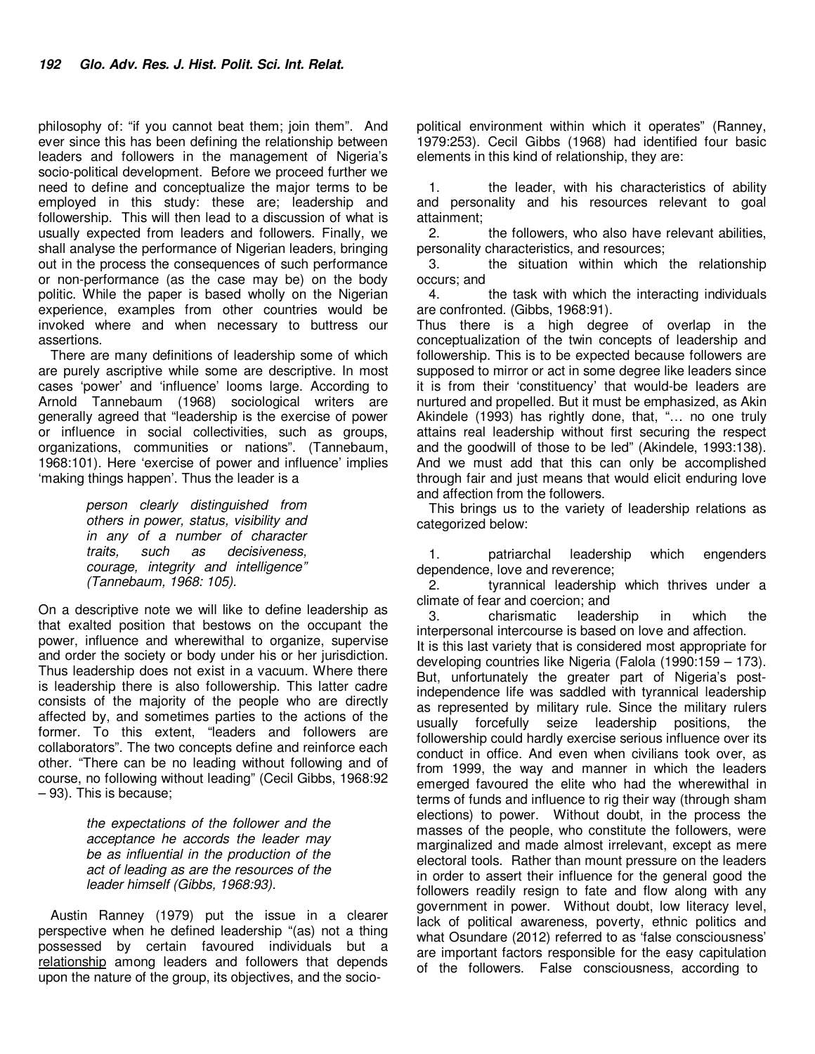philosophy of: "if you cannot beat them; join them". And ever since this has been defining the relationship between leaders and followers in the management of Nigeria's socio-political development. Before we proceed further we need to define and conceptualize the major terms to be employed in this study: these are; leadership and followership. This will then lead to a discussion of what is usually expected from leaders and followers. Finally, we shall analyse the performance of Nigerian leaders, bringing out in the process the consequences of such performance or non-performance (as the case may be) on the body politic. While the paper is based wholly on the Nigerian experience, examples from other countries would be invoked where and when necessary to buttress our assertions.

There are many definitions of leadership some of which are purely ascriptive while some are descriptive. In most cases 'power' and 'influence' looms large. According to Arnold Tannebaum (1968) sociological writers are generally agreed that "leadership is the exercise of power or influence in social collectivities, such as groups, organizations, communities or nations". (Tannebaum, 1968:101). Here 'exercise of power and influence' implies 'making things happen'. Thus the leader is a

> *person clearly distinguished from others in power, status, visibility and in any of a number of character traits, such as decisiveness, courage, integrity and intelligence" (Tannebaum, 1968: 105).*

On a descriptive note we will like to define leadership as that exalted position that bestows on the occupant the power, influence and wherewithal to organize, supervise and order the society or body under his or her jurisdiction. Thus leadership does not exist in a vacuum. Where there is leadership there is also followership. This latter cadre consists of the majority of the people who are directly affected by, and sometimes parties to the actions of the former. To this extent, "leaders and followers are collaborators". The two concepts define and reinforce each other. "There can be no leading without following and of course, no following without leading" (Cecil Gibbs, 1968:92 – 93). This is because;

> *the expectations of the follower and the acceptance he accords the leader may be as influential in the production of the act of leading as are the resources of the leader himself (Gibbs, 1968:93).*

Austin Ranney (1979) put the issue in a clearer perspective when he defined leadership "(as) not a thing possessed by certain favoured individuals but a relationship among leaders and followers that depends upon the nature of the group, its objectives, and the socio-political environment within which it operates" (Ranney, 1979:253). Cecil Gibbs (1968) had identified four basic elements in this kind of relationship, they are:

1. the leader, with his characteristics of ability and personality and his resources relevant to goal attainment;
2. the followers, who also have relevant abilities, personality characteristics, and resources;
3. the situation within which the relationship occurs; and
4. the task with which the interacting individuals are confronted. (Gibbs, 1968:91).

Thus there is a high degree of overlap in the conceptualization of the twin concepts of leadership and followership. This is to be expected because followers are supposed to mirror or act in some degree like leaders since it is from their 'constituency' that would-be leaders are nurtured and propelled. But it must be emphasized, as Akin Akindele (1993) has rightly done, that, "… no one truly attains real leadership without first securing the respect and the goodwill of those to be led" (Akindele, 1993:138). And we must add that this can only be accomplished through fair and just means that would elicit enduring love and affection from the followers.

This brings us to the variety of leadership relations as categorized below:

1. patriarchal leadership which engenders dependence, love and reverence;
2. tyrannical leadership which thrives under a climate of fear and coercion; and
3. charismatic leadership in which the interpersonal intercourse is based on love and affection.

It is this last variety that is considered most appropriate for developing countries like Nigeria (Falola (1990:159 – 173). But, unfortunately the greater part of Nigeria's post-independence life was saddled with tyrannical leadership as represented by military rule. Since the military rulers usually forcefully seize leadership positions, the followership could hardly exercise serious influence over its conduct in office. And even when civilians took over, as from 1999, the way and manner in which the leaders emerged favoured the elite who had the wherewithal in terms of funds and influence to rig their way (through sham elections) to power. Without doubt, in the process the masses of the people, who constitute the followers, were marginalized and made almost irrelevant, except as mere electoral tools. Rather than mount pressure on the leaders in order to assert their influence for the general good the followers readily resign to fate and flow along with any government in power. Without doubt, low literacy level, lack of political awareness, poverty, ethnic politics and what Osundare (2012) referred to as 'false consciousness' are important factors responsible for the easy capitulation of the followers. False consciousness, according to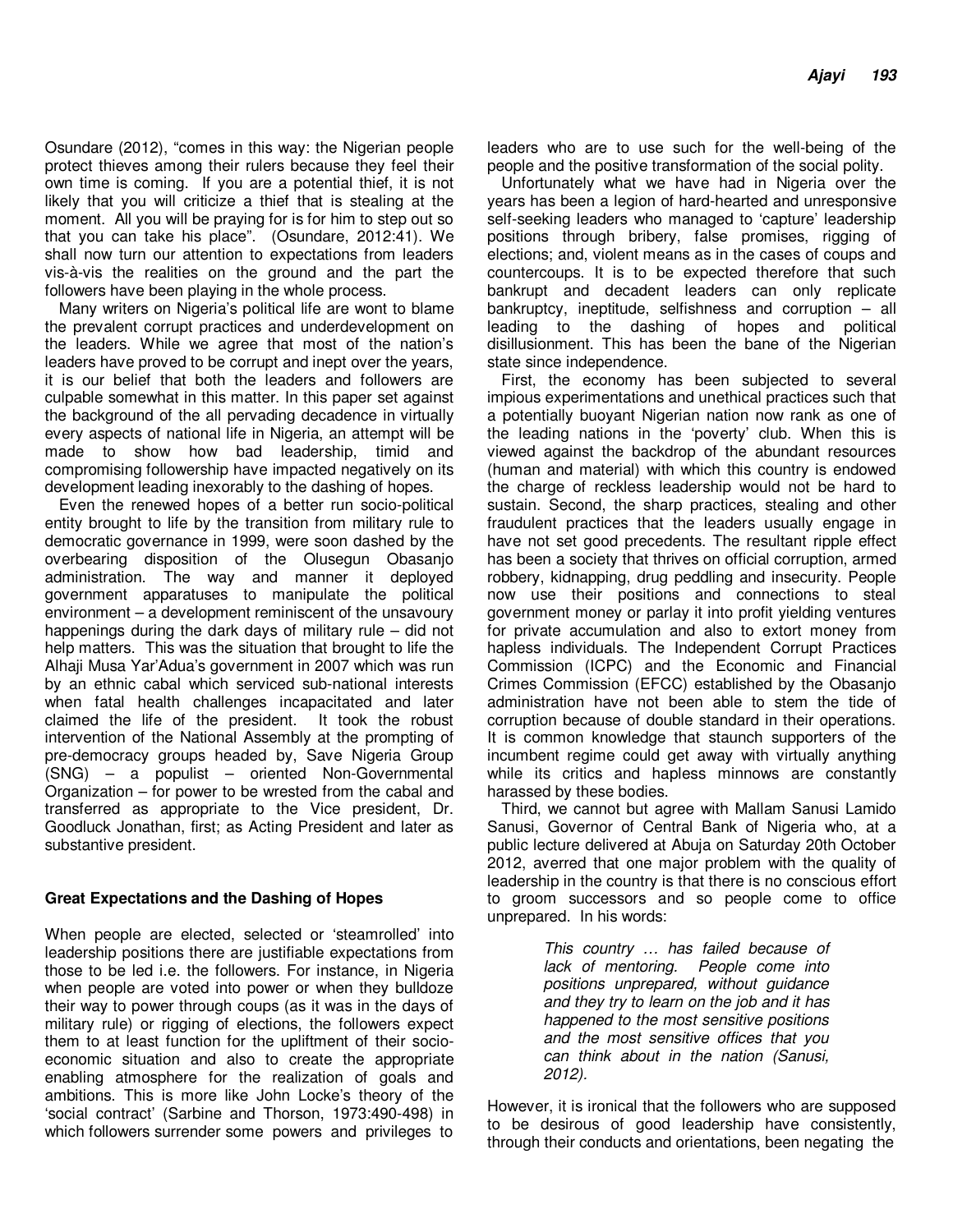Osundare (2012), "comes in this way: the Nigerian people protect thieves among their rulers because they feel their own time is coming. If you are a potential thief, it is not likely that you will criticize a thief that is stealing at the moment. All you will be praying for is for him to step out so that you can take his place". (Osundare, 2012:41). We shall now turn our attention to expectations from leaders vis-à-vis the realities on the ground and the part the followers have been playing in the whole process.

Many writers on Nigeria's political life are wont to blame the prevalent corrupt practices and underdevelopment on the leaders. While we agree that most of the nation's leaders have proved to be corrupt and inept over the years, it is our belief that both the leaders and followers are culpable somewhat in this matter. In this paper set against the background of the all pervading decadence in virtually every aspects of national life in Nigeria, an attempt will be made to show how bad leadership, timid and compromising followership have impacted negatively on its development leading inexorably to the dashing of hopes.

Even the renewed hopes of a better run socio-political entity brought to life by the transition from military rule to democratic governance in 1999, were soon dashed by the overbearing disposition of the Olusegun Obasanjo administration. The way and manner it deployed government apparatuses to manipulate the political environment – a development reminiscent of the unsavoury happenings during the dark days of military rule – did not help matters. This was the situation that brought to life the Alhaji Musa Yar'Adua's government in 2007 which was run by an ethnic cabal which serviced sub-national interests when fatal health challenges incapacitated and later claimed the life of the president. It took the robust intervention of the National Assembly at the prompting of pre-democracy groups headed by, Save Nigeria Group (SNG) – a populist – oriented Non-Governmental Organization – for power to be wrested from the cabal and transferred as appropriate to the Vice president, Dr. Goodluck Jonathan, first; as Acting President and later as substantive president.

## Great Expectations and the Dashing of Hopes

When people are elected, selected or 'steamrolled' into leadership positions there are justifiable expectations from those to be led i.e. the followers. For instance, in Nigeria when people are voted into power or when they bulldoze their way to power through coups (as it was in the days of military rule) or rigging of elections, the followers expect them to at least function for the upliftment of their socio-economic situation and also to create the appropriate enabling atmosphere for the realization of goals and ambitions. This is more like John Locke's theory of the 'social contract' (Sarbine and Thorson, 1973:490-498) in which followers surrender some powers and privileges to leaders who are to use such for the well-being of the people and the positive transformation of the social polity.

Unfortunately what we have had in Nigeria over the years has been a legion of hard-hearted and unresponsive self-seeking leaders who managed to 'capture' leadership positions through bribery, false promises, rigging of elections; and, violent means as in the cases of coups and countercoups. It is to be expected therefore that such bankrupt and decadent leaders can only replicate bankruptcy, ineptitude, selfishness and corruption – all leading to the dashing of hopes and political disillusionment. This has been the bane of the Nigerian state since independence.

First, the economy has been subjected to several impious experimentations and unethical practices such that a potentially buoyant Nigerian nation now rank as one of the leading nations in the 'poverty' club. When this is viewed against the backdrop of the abundant resources (human and material) with which this country is endowed the charge of reckless leadership would not be hard to sustain. Second, the sharp practices, stealing and other fraudulent practices that the leaders usually engage in have not set good precedents. The resultant ripple effect has been a society that thrives on official corruption, armed robbery, kidnapping, drug peddling and insecurity. People now use their positions and connections to steal government money or parlay it into profit yielding ventures for private accumulation and also to extort money from hapless individuals. The Independent Corrupt Practices Commission (ICPC) and the Economic and Financial Crimes Commission (EFCC) established by the Obasanjo administration have not been able to stem the tide of corruption because of double standard in their operations. It is common knowledge that staunch supporters of the incumbent regime could get away with virtually anything while its critics and hapless minnows are constantly harassed by these bodies.

Third, we cannot but agree with Mallam Sanusi Lamido Sanusi, Governor of Central Bank of Nigeria who, at a public lecture delivered at Abuja on Saturday 20th October 2012, averred that one major problem with the quality of leadership in the country is that there is no conscious effort to groom successors and so people come to office unprepared. In his words:

> *This country … has failed because of lack of mentoring. People come into positions unprepared, without guidance and they try to learn on the job and it has happened to the most sensitive positions and the most sensitive offices that you can think about in the nation (Sanusi, 2012).*

However, it is ironical that the followers who are supposed to be desirous of good leadership have consistently, through their conducts and orientations, been negating the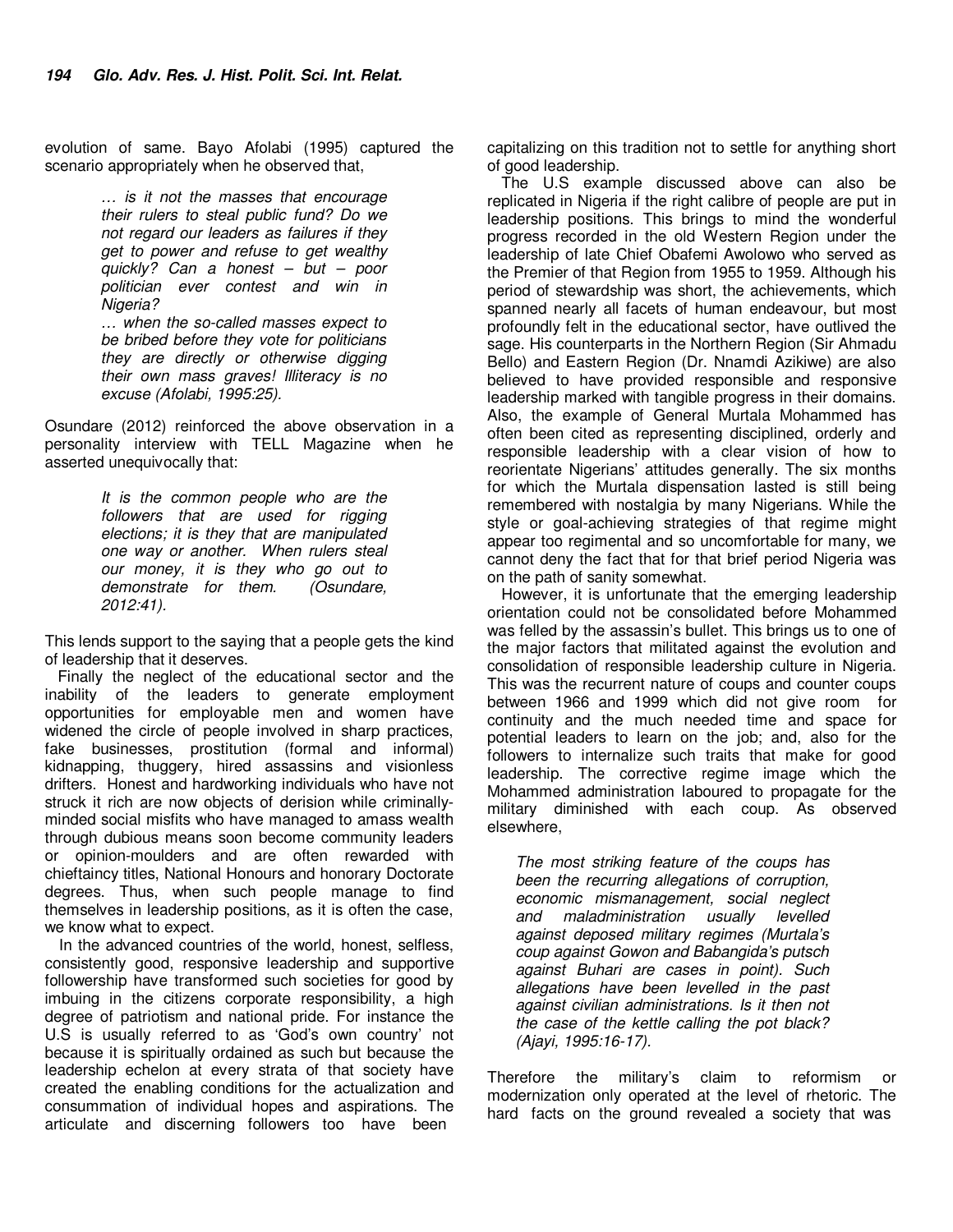evolution of same. Bayo Afolabi (1995) captured the scenario appropriately when he observed that,

> *… is it not the masses that encourage their rulers to steal public fund? Do we not regard our leaders as failures if they get to power and refuse to get wealthy quickly? Can a honest – but – poor politician ever contest and win in Nigeria?*
>
> *… when the so-called masses expect to be bribed before they vote for politicians they are directly or otherwise digging their own mass graves! Illiteracy is no excuse (Afolabi, 1995:25).*

Osundare (2012) reinforced the above observation in a personality interview with TELL Magazine when he asserted unequivocally that:

> *It is the common people who are the followers that are used for rigging elections; it is they that are manipulated one way or another. When rulers steal our money, it is they who go out to demonstrate for them. (Osundare, 2012:41).*

This lends support to the saying that a people gets the kind of leadership that it deserves.

Finally the neglect of the educational sector and the inability of the leaders to generate employment opportunities for employable men and women have widened the circle of people involved in sharp practices, fake businesses, prostitution (formal and informal) kidnapping, thuggery, hired assassins and visionless drifters. Honest and hardworking individuals who have not struck it rich are now objects of derision while criminally-minded social misfits who have managed to amass wealth through dubious means soon become community leaders or opinion-moulders and are often rewarded with chieftaincy titles, National Honours and honorary Doctorate degrees. Thus, when such people manage to find themselves in leadership positions, as it is often the case, we know what to expect.

In the advanced countries of the world, honest, selfless, consistently good, responsive leadership and supportive followership have transformed such societies for good by imbuing in the citizens corporate responsibility, a high degree of patriotism and national pride. For instance the U.S is usually referred to as 'God's own country' not because it is spiritually ordained as such but because the leadership echelon at every strata of that society have created the enabling conditions for the actualization and consummation of individual hopes and aspirations. The articulate and discerning followers too have been capitalizing on this tradition not to settle for anything short of good leadership.

The U.S example discussed above can also be replicated in Nigeria if the right calibre of people are put in leadership positions. This brings to mind the wonderful progress recorded in the old Western Region under the leadership of late Chief Obafemi Awolowo who served as the Premier of that Region from 1955 to 1959. Although his period of stewardship was short, the achievements, which spanned nearly all facets of human endeavour, but most profoundly felt in the educational sector, have outlived the sage. His counterparts in the Northern Region (Sir Ahmadu Bello) and Eastern Region (Dr. Nnamdi Azikiwe) are also believed to have provided responsible and responsive leadership marked with tangible progress in their domains. Also, the example of General Murtala Mohammed has often been cited as representing disciplined, orderly and responsible leadership with a clear vision of how to reorientate Nigerians' attitudes generally. The six months for which the Murtala dispensation lasted is still being remembered with nostalgia by many Nigerians. While the style or goal-achieving strategies of that regime might appear too regimental and so uncomfortable for many, we cannot deny the fact that for that brief period Nigeria was on the path of sanity somewhat.

However, it is unfortunate that the emerging leadership orientation could not be consolidated before Mohammed was felled by the assassin's bullet. This brings us to one of the major factors that militated against the evolution and consolidation of responsible leadership culture in Nigeria. This was the recurrent nature of coups and counter coups between 1966 and 1999 which did not give room for continuity and the much needed time and space for potential leaders to learn on the job; and, also for the followers to internalize such traits that make for good leadership. The corrective regime image which the Mohammed administration laboured to propagate for the military diminished with each coup. As observed elsewhere,

> *The most striking feature of the coups has been the recurring allegations of corruption, economic mismanagement, social neglect and maladministration usually levelled against deposed military regimes (Murtala's coup against Gowon and Babangida's putsch against Buhari are cases in point). Such allegations have been levelled in the past against civilian administrations. Is it then not the case of the kettle calling the pot black? (Ajayi, 1995:16-17).*

Therefore the military's claim to reformism or modernization only operated at the level of rhetoric. The hard facts on the ground revealed a society that was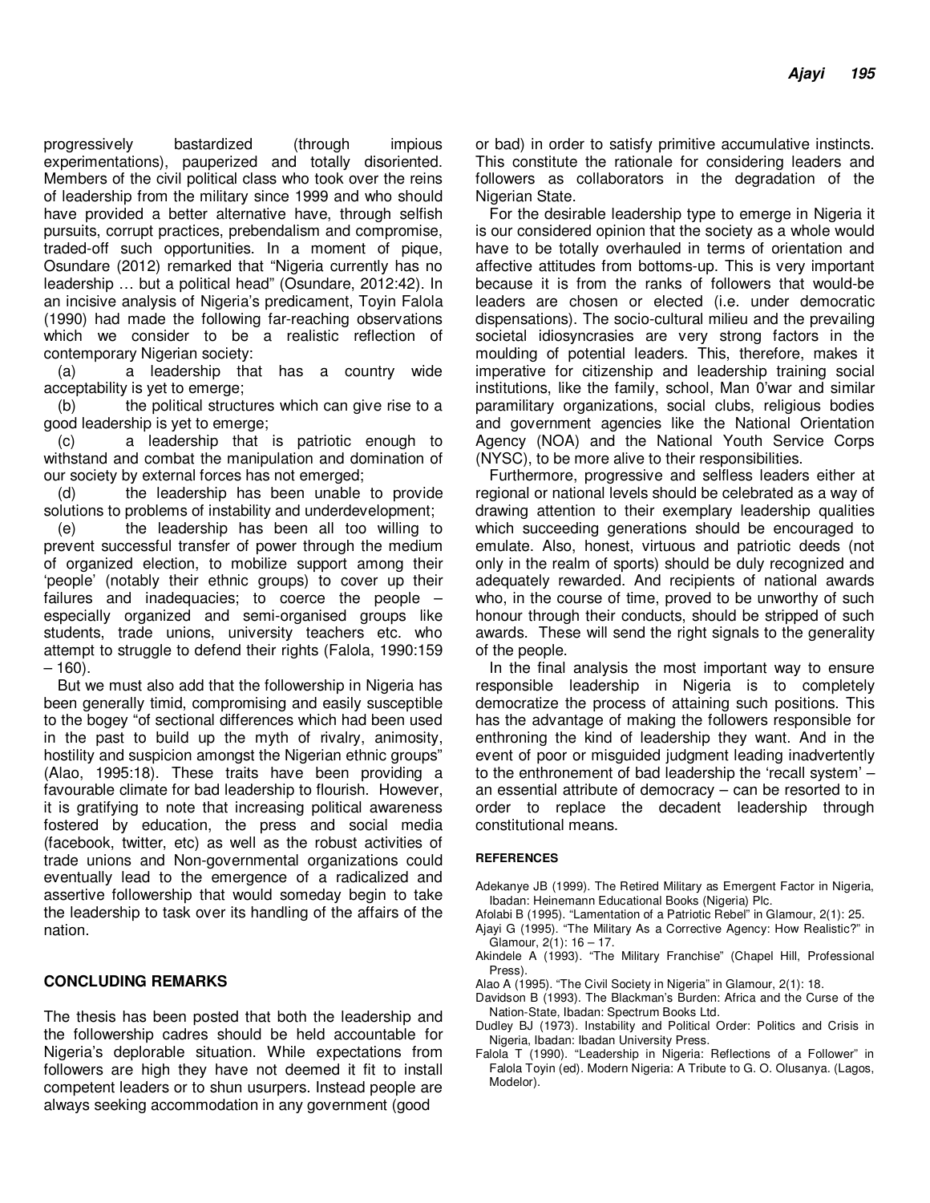progressively bastardized (through impious experimentations), pauperized and totally disoriented. Members of the civil political class who took over the reins of leadership from the military since 1999 and who should have provided a better alternative have, through selfish pursuits, corrupt practices, prebendalism and compromise, traded-off such opportunities. In a moment of pique, Osundare (2012) remarked that "Nigeria currently has no leadership … but a political head" (Osundare, 2012:42). In an incisive analysis of Nigeria's predicament, Toyin Falola (1990) had made the following far-reaching observations which we consider to be a realistic reflection of contemporary Nigerian society:

(a) a leadership that has a country wide acceptability is yet to emerge;

(b) the political structures which can give rise to a good leadership is yet to emerge;

(c) a leadership that is patriotic enough to withstand and combat the manipulation and domination of our society by external forces has not emerged;

(d) the leadership has been unable to provide solutions to problems of instability and underdevelopment;

(e) the leadership has been all too willing to prevent successful transfer of power through the medium of organized election, to mobilize support among their 'people' (notably their ethnic groups) to cover up their failures and inadequacies; to coerce the people – especially organized and semi-organised groups like students, trade unions, university teachers etc. who attempt to struggle to defend their rights (Falola, 1990:159 – 160).

But we must also add that the followership in Nigeria has been generally timid, compromising and easily susceptible to the bogey "of sectional differences which had been used in the past to build up the myth of rivalry, animosity, hostility and suspicion amongst the Nigerian ethnic groups" (Alao, 1995:18). These traits have been providing a favourable climate for bad leadership to flourish. However, it is gratifying to note that increasing political awareness fostered by education, the press and social media (facebook, twitter, etc) as well as the robust activities of trade unions and Non-governmental organizations could eventually lead to the emergence of a radicalized and assertive followership that would someday begin to take the leadership to task over its handling of the affairs of the nation.

## CONCLUDING REMARKS

The thesis has been posted that both the leadership and the followership cadres should be held accountable for Nigeria's deplorable situation. While expectations from followers are high they have not deemed it fit to install competent leaders or to shun usurpers. Instead people are always seeking accommodation in any government (good or bad) in order to satisfy primitive accumulative instincts. This constitute the rationale for considering leaders and followers as collaborators in the degradation of the Nigerian State.

For the desirable leadership type to emerge in Nigeria it is our considered opinion that the society as a whole would have to be totally overhauled in terms of orientation and affective attitudes from bottoms-up. This is very important because it is from the ranks of followers that would-be leaders are chosen or elected (i.e. under democratic dispensations). The socio-cultural milieu and the prevailing societal idiosyncrasies are very strong factors in the moulding of potential leaders. This, therefore, makes it imperative for citizenship and leadership training social institutions, like the family, school, Man 0'war and similar paramilitary organizations, social clubs, religious bodies and government agencies like the National Orientation Agency (NOA) and the National Youth Service Corps (NYSC), to be more alive to their responsibilities.

Furthermore, progressive and selfless leaders either at regional or national levels should be celebrated as a way of drawing attention to their exemplary leadership qualities which succeeding generations should be encouraged to emulate. Also, honest, virtuous and patriotic deeds (not only in the realm of sports) should be duly recognized and adequately rewarded. And recipients of national awards who, in the course of time, proved to be unworthy of such honour through their conducts, should be stripped of such awards. These will send the right signals to the generality of the people.

In the final analysis the most important way to ensure responsible leadership in Nigeria is to completely democratize the process of attaining such positions. This has the advantage of making the followers responsible for enthroning the kind of leadership they want. And in the event of poor or misguided judgment leading inadvertently to the enthronement of bad leadership the 'recall system' – an essential attribute of democracy – can be resorted to in order to replace the decadent leadership through constitutional means.

## REFERENCES

Adekanye JB (1999). The Retired Military as Emergent Factor in Nigeria, Ibadan: Heinemann Educational Books (Nigeria) Plc.

Afolabi B (1995). "Lamentation of a Patriotic Rebel" in Glamour, 2(1): 25.

Ajayi G (1995). "The Military As a Corrective Agency: How Realistic?" in Glamour, 2(1): 16 – 17.

Akindele A (1993). "The Military Franchise" (Chapel Hill, Professional Press).

Alao A (1995). "The Civil Society in Nigeria" in Glamour, 2(1): 18.

Davidson B (1993). The Blackman's Burden: Africa and the Curse of the Nation-State, Ibadan: Spectrum Books Ltd.

Dudley BJ (1973). Instability and Political Order: Politics and Crisis in Nigeria, Ibadan: Ibadan University Press.

Falola T (1990). "Leadership in Nigeria: Reflections of a Follower" in Falola Toyin (ed). Modern Nigeria: A Tribute to G. O. Olusanya. (Lagos, Modelor).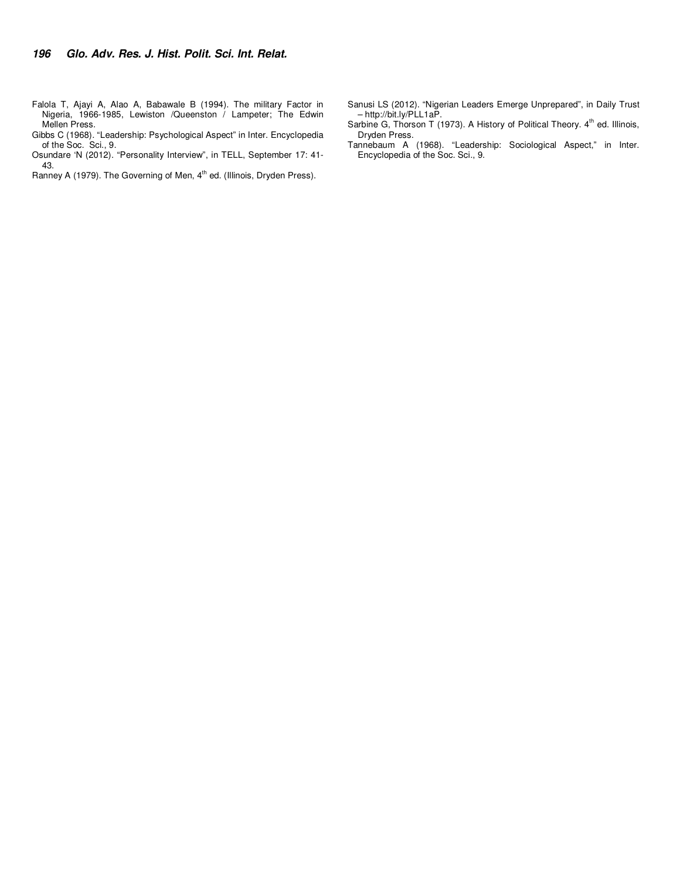Falola T, Ajayi A, Alao A, Babawale B (1994). The military Factor in Nigeria, 1966-1985, Lewiston /Queenston / Lampeter; The Edwin Mellen Press.

Gibbs C (1968). "Leadership: Psychological Aspect" in Inter. Encyclopedia of the Soc. Sci., 9.

Osundare 'N (2012). "Personality Interview", in TELL, September 17: 41-43.

Ranney A (1979). The Governing of Men, 4th ed. (Illinois, Dryden Press).

Sanusi LS (2012). "Nigerian Leaders Emerge Unprepared", in Daily Trust – http://bit.ly/PLL1aP.

Sarbine G, Thorson T (1973). A History of Political Theory. 4th ed. Illinois, Dryden Press.

Tannebaum A (1968). "Leadership: Sociological Aspect," in Inter. Encyclopedia of the Soc. Sci., 9.